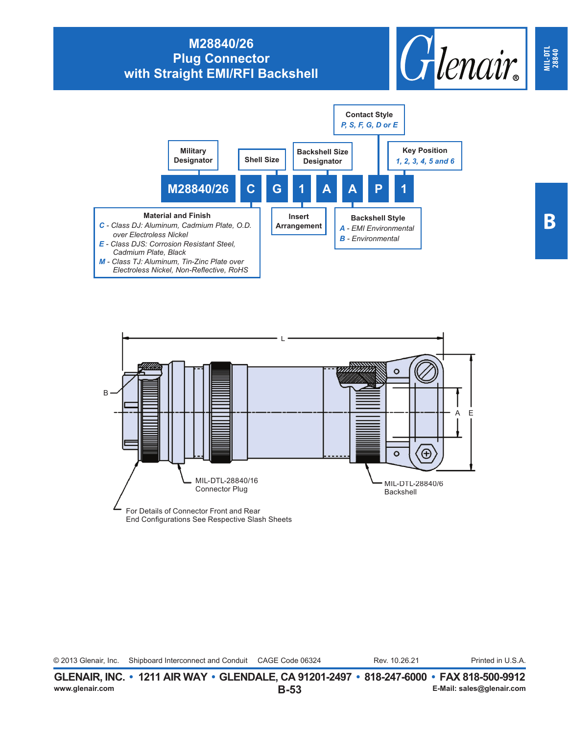# M28840/26 Plug Connector with Straight EMI/RFI Backshell

## Part Number Breakdown

M28840/26 C G 1 A A P 1

- **Military Designator:** M28840/26
- **Material and Finish:** C
  - *C* - *Class DJ: Aluminum, Cadmium Plate, O.D. over Electroless Nickel*
  - *E* - *Class DJS: Corrosion Resistant Steel, Cadmium Plate, Black*
  - *M* - *Class TJ: Aluminum, Tin-Zinc Plate over Electroless Nickel, Non-Reflective, RoHS*
- **Shell Size:** G
- **Insert Arrangement:** 1
- **Backshell Size Designator:** A
- **Backshell Style:** A
  - *A* - *EMI Environmental*
  - *B* - *Environmental*
- **Contact Style:** P
  - *P, S, F, G, D or E*
- **Key Position:** 1
  - *1, 2, 3, 4, 5 and 6*

L

B

A

E

MIL-DTL-28840/16 Connector Plug

MIL-DTL-28840/6 Backshell

For Details of Connector Front and Rear End Configurations See Respective Slash Sheets

© 2013 Glenair, Inc. Shipboard Interconnect and Conduit CAGE Code 06324 Rev. 10.26.21 Printed in U.S.A.

**GLENAIR, INC. • 1211 AIR WAY • GLENDALE, CA 91201-2497 • 818-247-6000 • FAX 818-500-9912**

www.glenair.com E-Mail: sales@glenair.com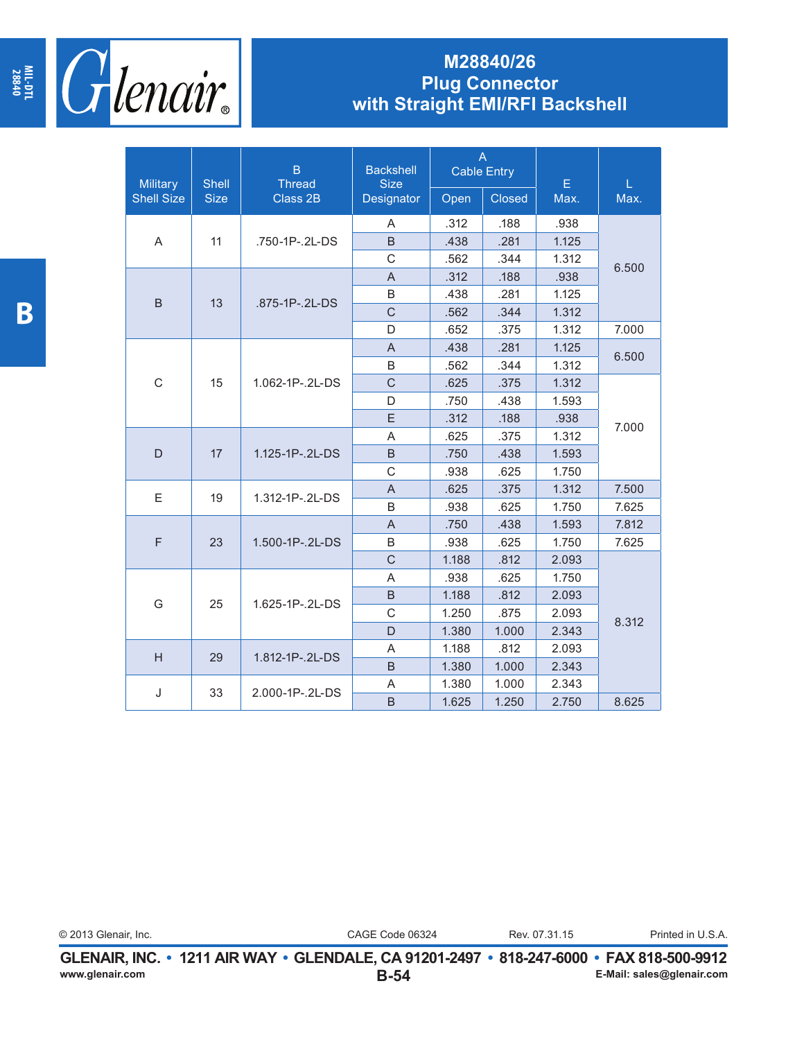# M28840/26 Plug Connector with Straight EMI/RFI Backshell

| Military Shell Size | Shell Size | B Thread Class 2B | Backshell Size Designator | A Cable Entry Open | A Cable Entry Closed | E Max. | L Max. |
|---|---|---|---|---|---|---|---|
| A | 11 | .750-1P-.2L-DS | A | .312 | .188 | .938 | 6.500 |
| | | | B | .438 | .281 | 1.125 | |
| | | | C | .562 | .344 | 1.312 | |
| B | 13 | .875-1P-.2L-DS | A | .312 | .188 | .938 | |
| | | | B | .438 | .281 | 1.125 | |
| | | | C | .562 | .344 | 1.312 | |
| | | | D | .652 | .375 | 1.312 | 7.000 |
| C | 15 | 1.062-1P-.2L-DS | A | .438 | .281 | 1.125 | 6.500 |
| | | | B | .562 | .344 | 1.312 | |
| | | | C | .625 | .375 | 1.312 | 7.000 |
| | | | D | .750 | .438 | 1.593 | |
| | | | E | .312 | .188 | .938 | |
| D | 17 | 1.125-1P-.2L-DS | A | .625 | .375 | 1.312 | |
| | | | B | .750 | .438 | 1.593 | |
| | | | C | .938 | .625 | 1.750 | |
| E | 19 | 1.312-1P-.2L-DS | A | .625 | .375 | 1.312 | 7.500 |
| | | | B | .938 | .625 | 1.750 | 7.625 |
| F | 23 | 1.500-1P-.2L-DS | A | .750 | .438 | 1.593 | 7.812 |
| | | | B | .938 | .625 | 1.750 | 7.625 |
| | | | C | 1.188 | .812 | 2.093 | 8.312 |
| G | 25 | 1.625-1P-.2L-DS | A | .938 | .625 | 1.750 | |
| | | | B | 1.188 | .812 | 2.093 | |
| | | | C | 1.250 | .875 | 2.093 | |
| | | | D | 1.380 | 1.000 | 2.343 | |
| H | 29 | 1.812-1P-.2L-DS | A | 1.188 | .812 | 2.093 | |
| | | | B | 1.380 | 1.000 | 2.343 | |
| J | 33 | 2.000-1P-.2L-DS | A | 1.380 | 1.000 | 2.343 | |
| | | | B | 1.625 | 1.250 | 2.750 | 8.625 |

© 2013 Glenair, Inc. CAGE Code 06324 Rev. 07.31.15 Printed in U.S.A.

**GLENAIR, INC. • 1211 AIR WAY • GLENDALE, CA 91201-2497 • 818-247-6000 • FAX 818-500-9912**

www.glenair.com E-Mail: sales@glenair.com